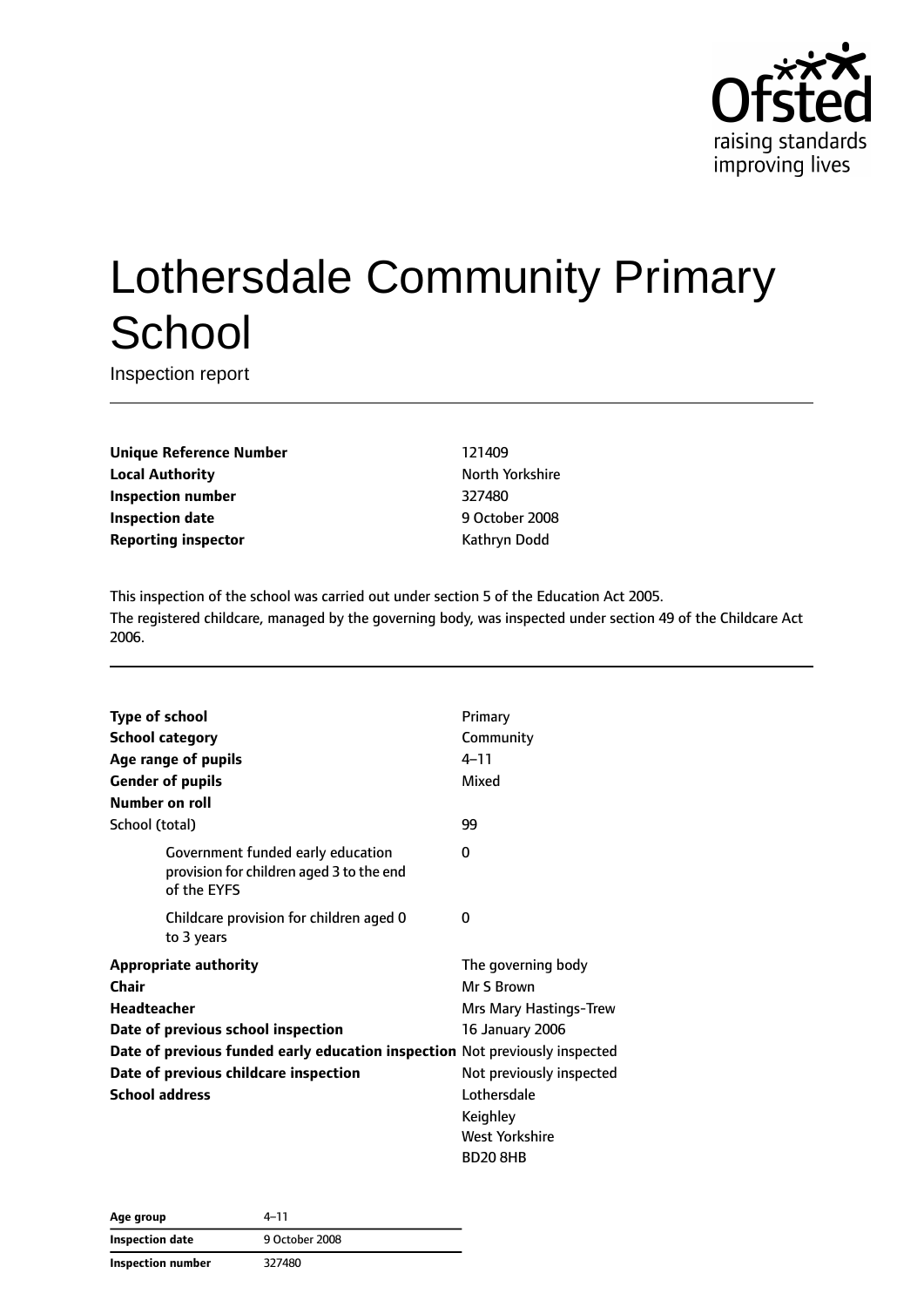Ofsted
raising standards
improving lives

# Lothersdale Community Primary School

Inspection report

| | |
|---|---|
| **Unique Reference Number** | 121409 |
| **Local Authority** | North Yorkshire |
| **Inspection number** | 327480 |
| **Inspection date** | 9 October 2008 |
| **Reporting inspector** | Kathryn Dodd |

This inspection of the school was carried out under section 5 of the Education Act 2005.
The registered childcare, managed by the governing body, was inspected under section 49 of the Childcare Act 2006.

| | |
|---|---|
| **Type of school** | Primary |
| **School category** | Community |
| **Age range of pupils** | 4–11 |
| **Gender of pupils** | Mixed |
| **Number on roll** | |
| School (total) | 99 |
| Government funded early education provision for children aged 3 to the end of the EYFS | 0 |
| Childcare provision for children aged 0 to 3 years | 0 |
| **Appropriate authority** | The governing body |
| **Chair** | Mr S Brown |
| **Headteacher** | Mrs Mary Hastings-Trew |
| **Date of previous school inspection** | 16 January 2006 |
| **Date of previous funded early education inspection** | Not previously inspected |
| **Date of previous childcare inspection** | Not previously inspected |
| **School address** | Lothersdale<br>Keighley<br>West Yorkshire<br>BD20 8HB |

| | |
|---|---|
| **Age group** | 4–11 |
| **Inspection date** | 9 October 2008 |
| **Inspection number** | 327480 |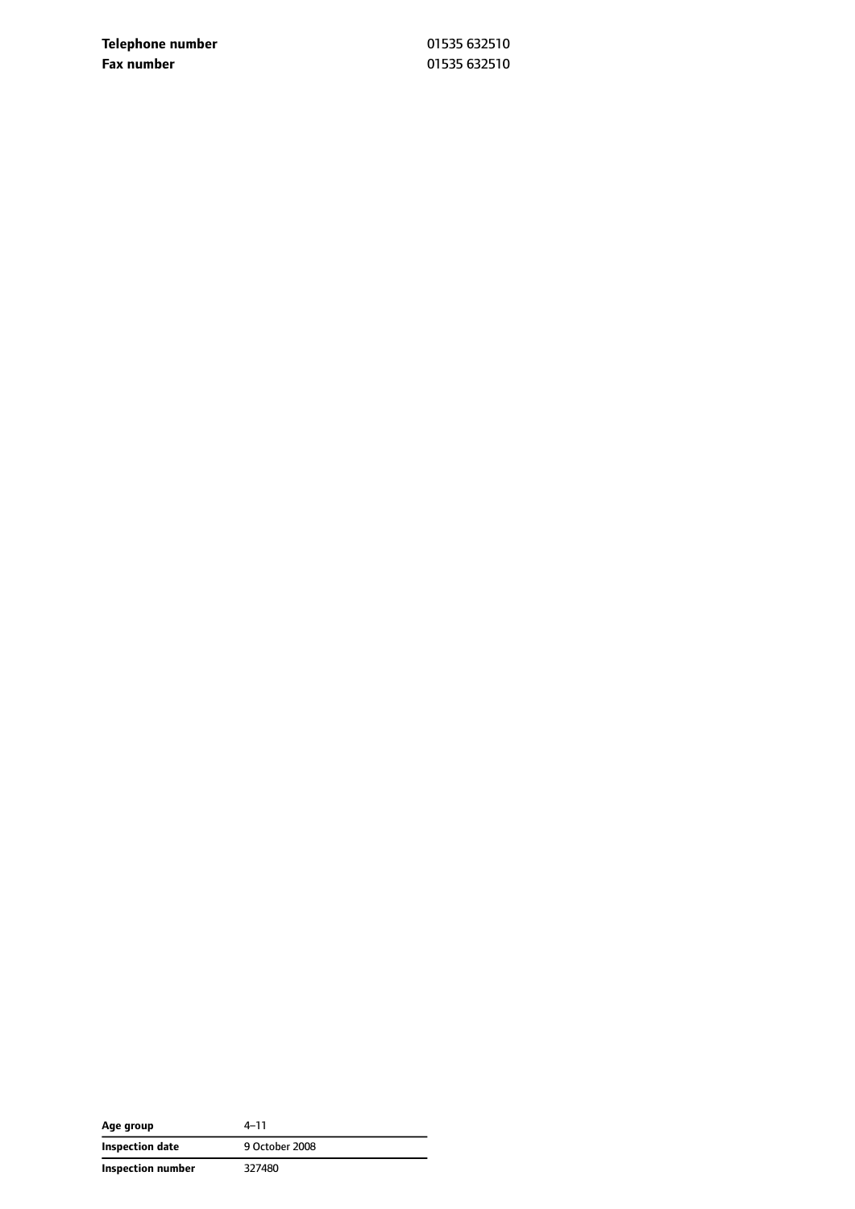| | |
|---|---|
| **Telephone number** | 01535 632510 |
| **Fax number** | 01535 632510 |

| | |
|---|---|
| **Age group** | 4–11 |
| **Inspection date** | 9 October 2008 |
| **Inspection number** | 327480 |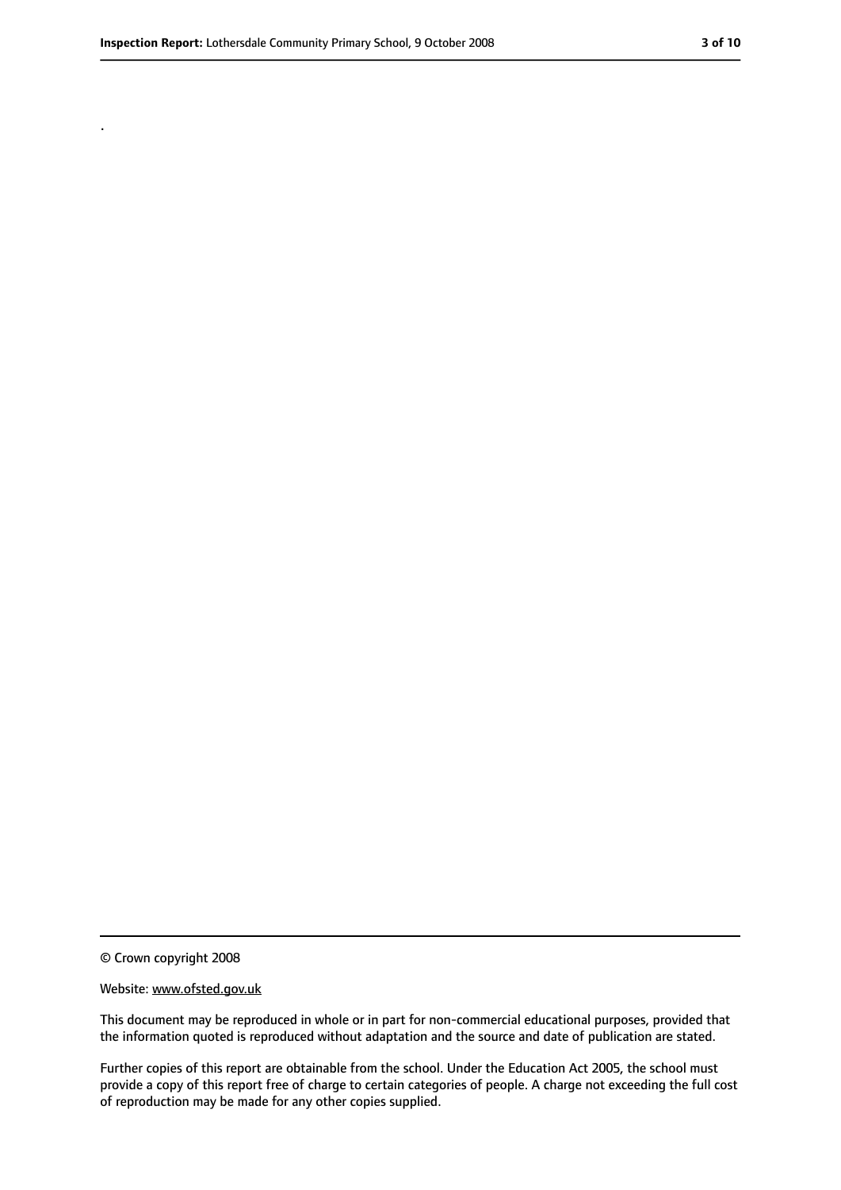.

© Crown copyright 2008

Website: www.ofsted.gov.uk

This document may be reproduced in whole or in part for non-commercial educational purposes, provided that the information quoted is reproduced without adaptation and the source and date of publication are stated.

Further copies of this report are obtainable from the school. Under the Education Act 2005, the school must provide a copy of this report free of charge to certain categories of people. A charge not exceeding the full cost of reproduction may be made for any other copies supplied.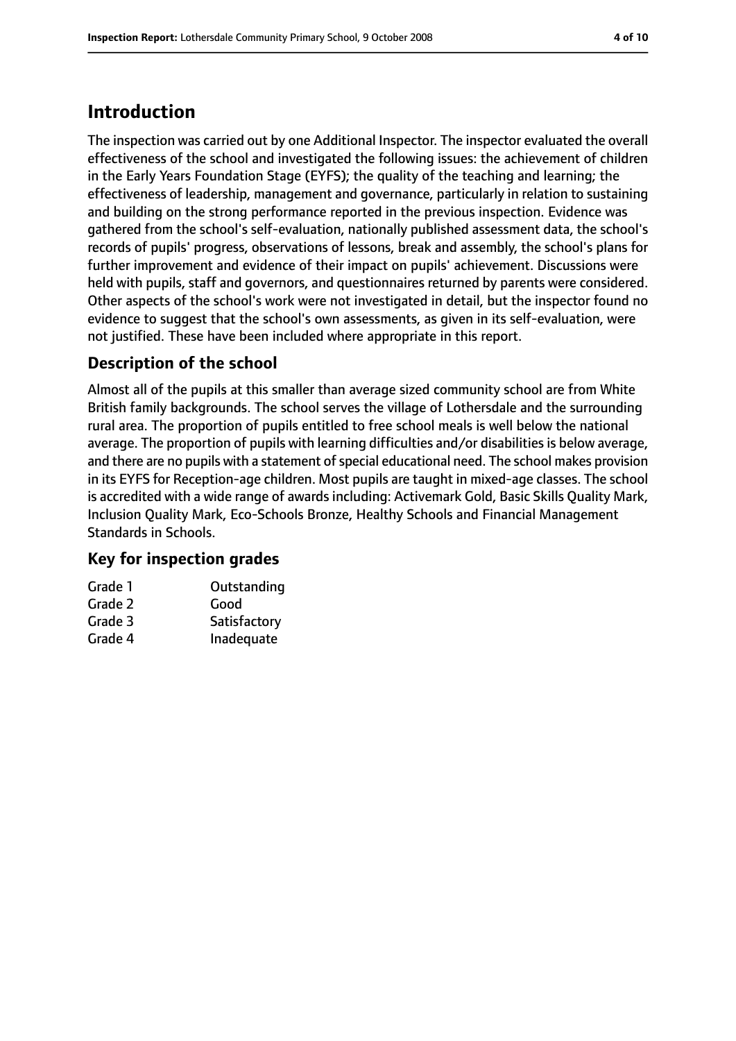## Introduction

The inspection was carried out by one Additional Inspector. The inspector evaluated the overall effectiveness of the school and investigated the following issues: the achievement of children in the Early Years Foundation Stage (EYFS); the quality of the teaching and learning; the effectiveness of leadership, management and governance, particularly in relation to sustaining and building on the strong performance reported in the previous inspection. Evidence was gathered from the school's self-evaluation, nationally published assessment data, the school's records of pupils' progress, observations of lessons, break and assembly, the school's plans for further improvement and evidence of their impact on pupils' achievement. Discussions were held with pupils, staff and governors, and questionnaires returned by parents were considered. Other aspects of the school's work were not investigated in detail, but the inspector found no evidence to suggest that the school's own assessments, as given in its self-evaluation, were not justified. These have been included where appropriate in this report.

### Description of the school

Almost all of the pupils at this smaller than average sized community school are from White British family backgrounds. The school serves the village of Lothersdale and the surrounding rural area. The proportion of pupils entitled to free school meals is well below the national average. The proportion of pupils with learning difficulties and/or disabilities is below average, and there are no pupils with a statement of special educational need. The school makes provision in its EYFS for Reception-age children. Most pupils are taught in mixed-age classes. The school is accredited with a wide range of awards including: Activemark Gold, Basic Skills Quality Mark, Inclusion Quality Mark, Eco-Schools Bronze, Healthy Schools and Financial Management Standards in Schools.

### Key for inspection grades

| | |
|---|---|
| Grade 1 | Outstanding |
| Grade 2 | Good |
| Grade 3 | Satisfactory |
| Grade 4 | Inadequate |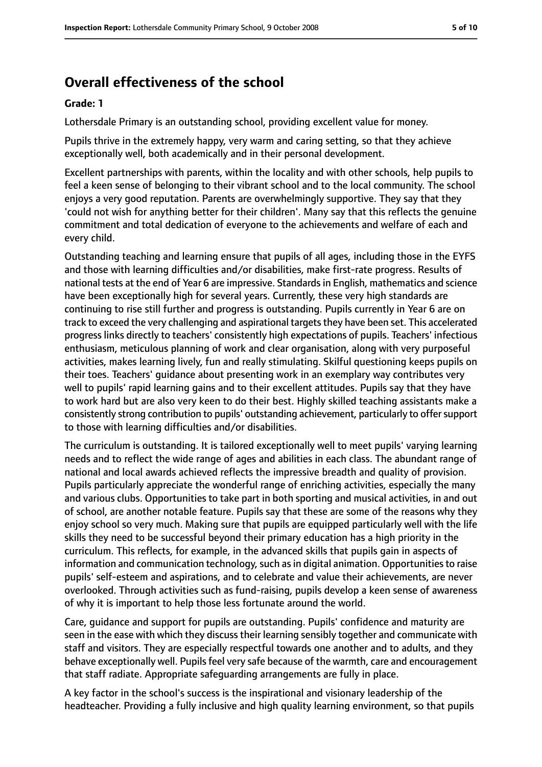# Overall effectiveness of the school

**Grade: 1**

Lothersdale Primary is an outstanding school, providing excellent value for money.

Pupils thrive in the extremely happy, very warm and caring setting, so that they achieve exceptionally well, both academically and in their personal development.

Excellent partnerships with parents, within the locality and with other schools, help pupils to feel a keen sense of belonging to their vibrant school and to the local community. The school enjoys a very good reputation. Parents are overwhelmingly supportive. They say that they 'could not wish for anything better for their children'. Many say that this reflects the genuine commitment and total dedication of everyone to the achievements and welfare of each and every child.

Outstanding teaching and learning ensure that pupils of all ages, including those in the EYFS and those with learning difficulties and/or disabilities, make first-rate progress. Results of national tests at the end of Year 6 are impressive. Standards in English, mathematics and science have been exceptionally high for several years. Currently, these very high standards are continuing to rise still further and progress is outstanding. Pupils currently in Year 6 are on track to exceed the very challenging and aspirational targets they have been set. This accelerated progress links directly to teachers' consistently high expectations of pupils. Teachers' infectious enthusiasm, meticulous planning of work and clear organisation, along with very purposeful activities, makes learning lively, fun and really stimulating. Skilful questioning keeps pupils on their toes. Teachers' guidance about presenting work in an exemplary way contributes very well to pupils' rapid learning gains and to their excellent attitudes. Pupils say that they have to work hard but are also very keen to do their best. Highly skilled teaching assistants make a consistently strong contribution to pupils' outstanding achievement, particularly to offer support to those with learning difficulties and/or disabilities.

The curriculum is outstanding. It is tailored exceptionally well to meet pupils' varying learning needs and to reflect the wide range of ages and abilities in each class. The abundant range of national and local awards achieved reflects the impressive breadth and quality of provision. Pupils particularly appreciate the wonderful range of enriching activities, especially the many and various clubs. Opportunities to take part in both sporting and musical activities, in and out of school, are another notable feature. Pupils say that these are some of the reasons why they enjoy school so very much. Making sure that pupils are equipped particularly well with the life skills they need to be successful beyond their primary education has a high priority in the curriculum. This reflects, for example, in the advanced skills that pupils gain in aspects of information and communication technology, such as in digital animation. Opportunities to raise pupils' self-esteem and aspirations, and to celebrate and value their achievements, are never overlooked. Through activities such as fund-raising, pupils develop a keen sense of awareness of why it is important to help those less fortunate around the world.

Care, guidance and support for pupils are outstanding. Pupils' confidence and maturity are seen in the ease with which they discuss their learning sensibly together and communicate with staff and visitors. They are especially respectful towards one another and to adults, and they behave exceptionally well. Pupils feel very safe because of the warmth, care and encouragement that staff radiate. Appropriate safeguarding arrangements are fully in place.

A key factor in the school's success is the inspirational and visionary leadership of the headteacher. Providing a fully inclusive and high quality learning environment, so that pupils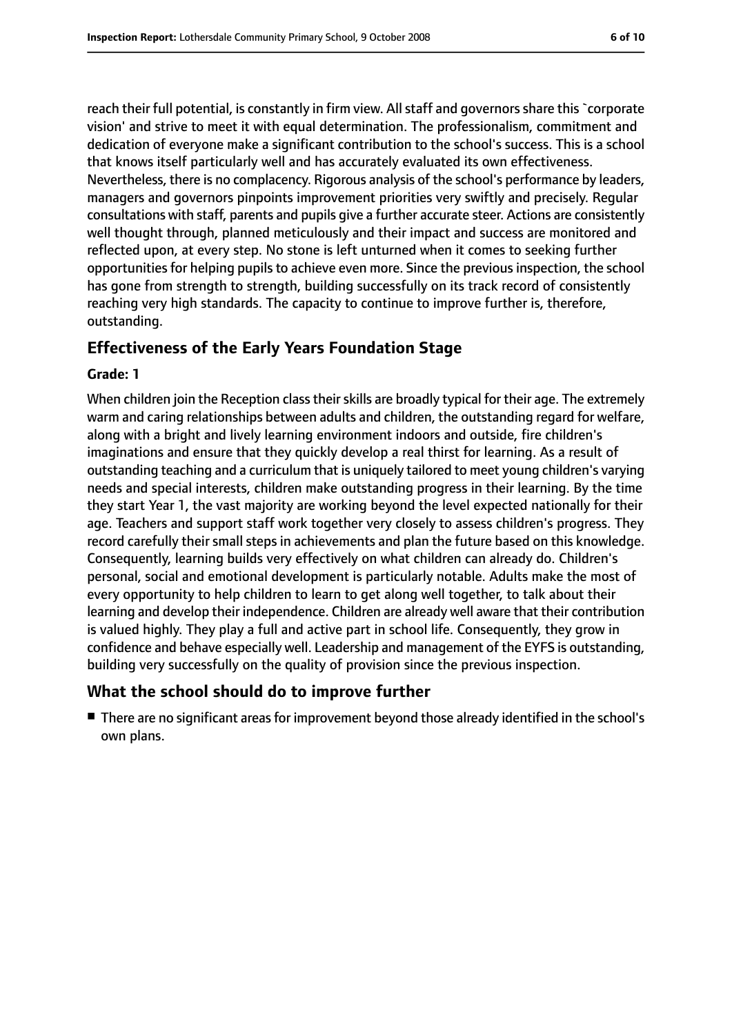reach their full potential, is constantly in firm view. All staff and governors share this `corporate vision' and strive to meet it with equal determination. The professionalism, commitment and dedication of everyone make a significant contribution to the school's success. This is a school that knows itself particularly well and has accurately evaluated its own effectiveness. Nevertheless, there is no complacency. Rigorous analysis of the school's performance by leaders, managers and governors pinpoints improvement priorities very swiftly and precisely. Regular consultations with staff, parents and pupils give a further accurate steer. Actions are consistently well thought through, planned meticulously and their impact and success are monitored and reflected upon, at every step. No stone is left unturned when it comes to seeking further opportunities for helping pupils to achieve even more. Since the previous inspection, the school has gone from strength to strength, building successfully on its track record of consistently reaching very high standards. The capacity to continue to improve further is, therefore, outstanding.

## Effectiveness of the Early Years Foundation Stage

**Grade: 1**

When children join the Reception class their skills are broadly typical for their age. The extremely warm and caring relationships between adults and children, the outstanding regard for welfare, along with a bright and lively learning environment indoors and outside, fire children's imaginations and ensure that they quickly develop a real thirst for learning. As a result of outstanding teaching and a curriculum that is uniquely tailored to meet young children's varying needs and special interests, children make outstanding progress in their learning. By the time they start Year 1, the vast majority are working beyond the level expected nationally for their age. Teachers and support staff work together very closely to assess children's progress. They record carefully their small steps in achievements and plan the future based on this knowledge. Consequently, learning builds very effectively on what children can already do. Children's personal, social and emotional development is particularly notable. Adults make the most of every opportunity to help children to learn to get along well together, to talk about their learning and develop their independence. Children are already well aware that their contribution is valued highly. They play a full and active part in school life. Consequently, they grow in confidence and behave especially well. Leadership and management of the EYFS is outstanding, building very successfully on the quality of provision since the previous inspection.

## What the school should do to improve further

- There are no significant areas for improvement beyond those already identified in the school's own plans.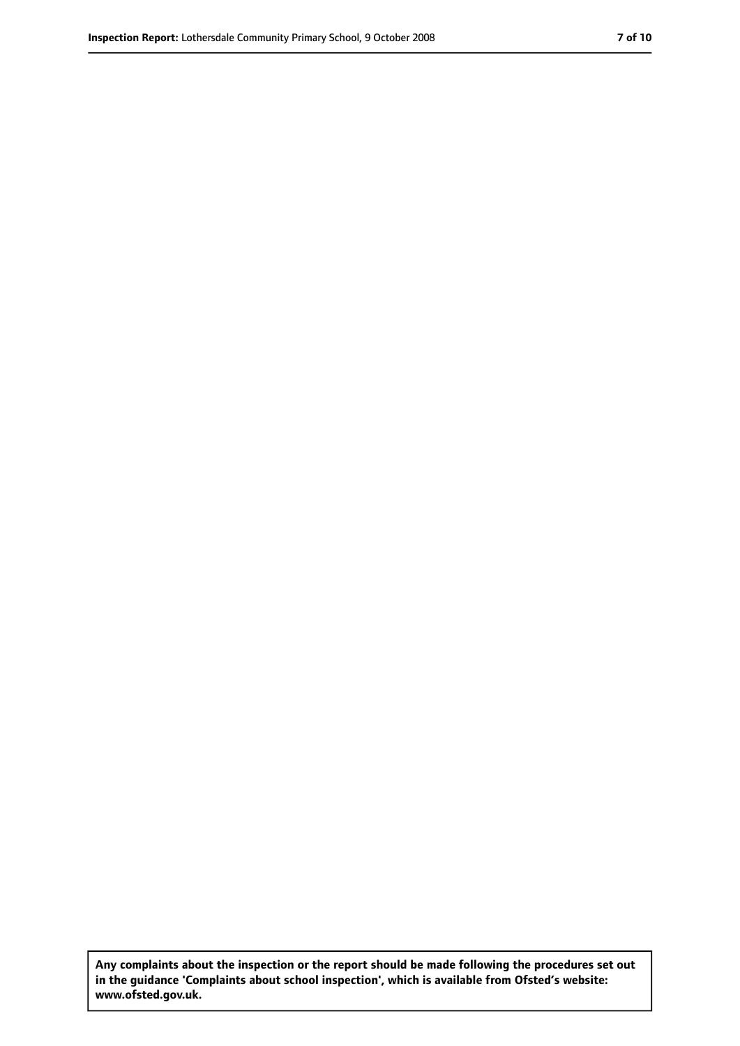**Any complaints about the inspection or the report should be made following the procedures set out in the guidance 'Complaints about school inspection', which is available from Ofsted's website: www.ofsted.gov.uk.**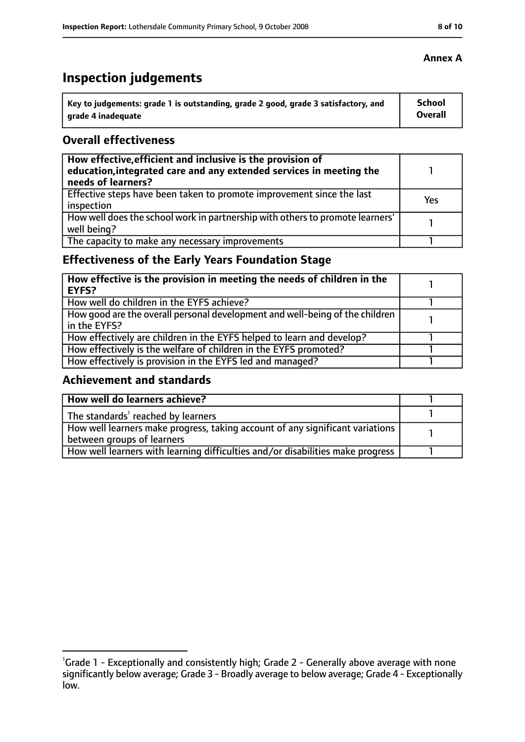**Annex A**

# Inspection judgements

| Key to judgements: grade 1 is outstanding, grade 2 good, grade 3 satisfactory, and grade 4 inadequate | School Overall |
|---|---|

## Overall effectiveness

| | |
|---|---|
| **How effective, efficient and inclusive is the provision of education, integrated care and any extended services in meeting the needs of learners?** | 1 |
| Effective steps have been taken to promote improvement since the last inspection | Yes |
| How well does the school work in partnership with others to promote learners' well being? | 1 |
| The capacity to make any necessary improvements | 1 |

## Effectiveness of the Early Years Foundation Stage

| | |
|---|---|
| **How effective is the provision in meeting the needs of children in the EYFS?** | 1 |
| How well do children in the EYFS achieve? | 1 |
| How good are the overall personal development and well-being of the children in the EYFS? | 1 |
| How effectively are children in the EYFS helped to learn and develop? | 1 |
| How effectively is the welfare of children in the EYFS promoted? | 1 |
| How effectively is provision in the EYFS led and managed? | 1 |

## Achievement and standards

| | |
|---|---|
| **How well do learners achieve?** | 1 |
| The standards[1] reached by learners | 1 |
| How well learners make progress, taking account of any significant variations between groups of learners | 1 |
| How well learners with learning difficulties and/or disabilities make progress | 1 |

[1] Grade 1 - Exceptionally and consistently high; Grade 2 - Generally above average with none significantly below average; Grade 3 - Broadly average to below average; Grade 4 - Exceptionally low.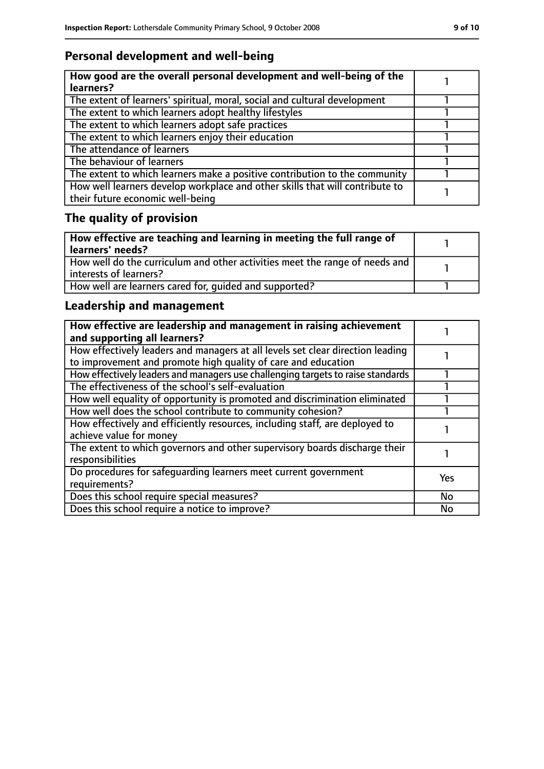## Personal development and well-being

| **How good are the overall personal development and well-being of the learners?** | 1 |
|---|---|
| The extent of learners' spiritual, moral, social and cultural development | 1 |
| The extent to which learners adopt healthy lifestyles | 1 |
| The extent to which learners adopt safe practices | 1 |
| The extent to which learners enjoy their education | 1 |
| The attendance of learners | 1 |
| The behaviour of learners | 1 |
| The extent to which learners make a positive contribution to the community | 1 |
| How well learners develop workplace and other skills that will contribute to their future economic well-being | 1 |

## The quality of provision

| **How effective are teaching and learning in meeting the full range of learners' needs?** | 1 |
|---|---|
| How well do the curriculum and other activities meet the range of needs and interests of learners? | 1 |
| How well are learners cared for, guided and supported? | 1 |

## Leadership and management

| **How effective are leadership and management in raising achievement and supporting all learners?** | 1 |
|---|---|
| How effectively leaders and managers at all levels set clear direction leading to improvement and promote high quality of care and education | 1 |
| How effectively leaders and managers use challenging targets to raise standards | 1 |
| The effectiveness of the school's self-evaluation | 1 |
| How well equality of opportunity is promoted and discrimination eliminated | 1 |
| How well does the school contribute to community cohesion? | 1 |
| How effectively and efficiently resources, including staff, are deployed to achieve value for money | 1 |
| The extent to which governors and other supervisory boards discharge their responsibilities | 1 |
| Do procedures for safeguarding learners meet current government requirements? | Yes |
| Does this school require special measures? | No |
| Does this school require a notice to improve? | No |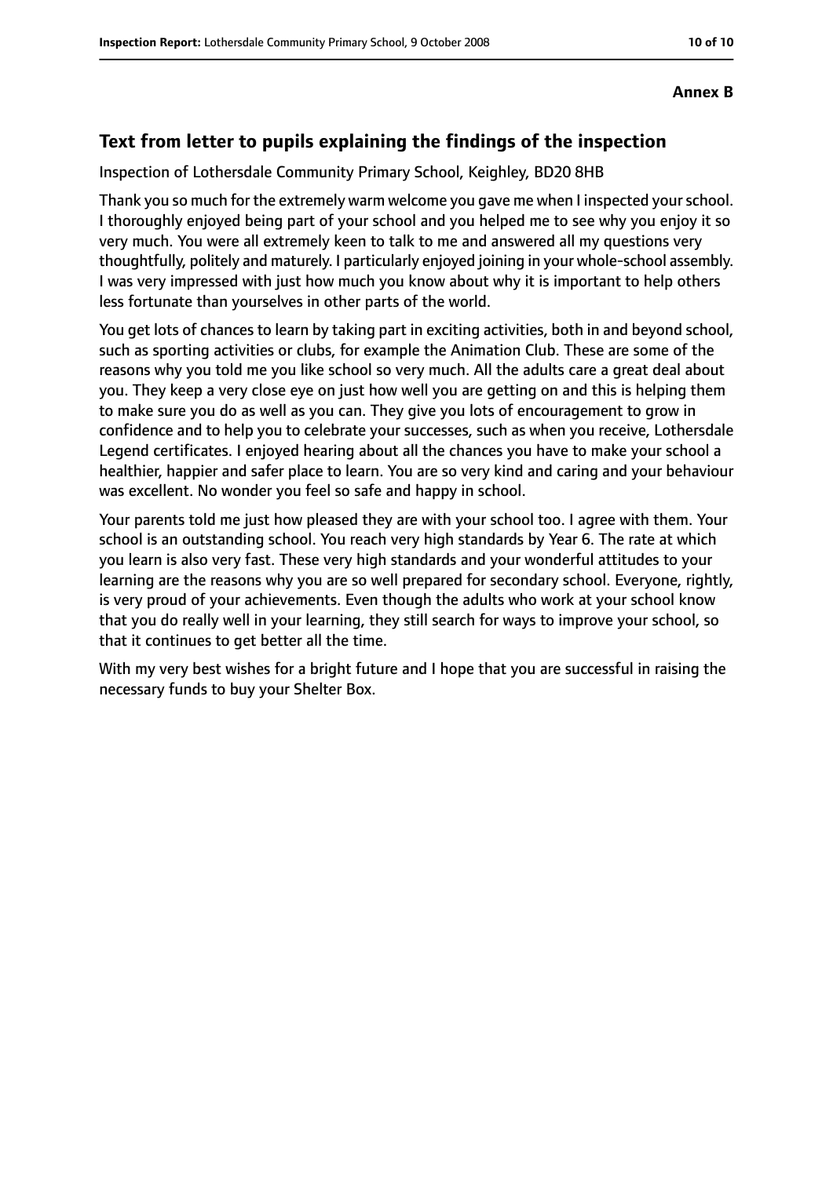**Annex B**

## Text from letter to pupils explaining the findings of the inspection

Inspection of Lothersdale Community Primary School, Keighley, BD20 8HB

Thank you so much for the extremely warm welcome you gave me when I inspected your school. I thoroughly enjoyed being part of your school and you helped me to see why you enjoy it so very much. You were all extremely keen to talk to me and answered all my questions very thoughtfully, politely and maturely. I particularly enjoyed joining in your whole-school assembly. I was very impressed with just how much you know about why it is important to help others less fortunate than yourselves in other parts of the world.

You get lots of chances to learn by taking part in exciting activities, both in and beyond school, such as sporting activities or clubs, for example the Animation Club. These are some of the reasons why you told me you like school so very much. All the adults care a great deal about you. They keep a very close eye on just how well you are getting on and this is helping them to make sure you do as well as you can. They give you lots of encouragement to grow in confidence and to help you to celebrate your successes, such as when you receive, Lothersdale Legend certificates. I enjoyed hearing about all the chances you have to make your school a healthier, happier and safer place to learn. You are so very kind and caring and your behaviour was excellent. No wonder you feel so safe and happy in school.

Your parents told me just how pleased they are with your school too. I agree with them. Your school is an outstanding school. You reach very high standards by Year 6. The rate at which you learn is also very fast. These very high standards and your wonderful attitudes to your learning are the reasons why you are so well prepared for secondary school. Everyone, rightly, is very proud of your achievements. Even though the adults who work at your school know that you do really well in your learning, they still search for ways to improve your school, so that it continues to get better all the time.

With my very best wishes for a bright future and I hope that you are successful in raising the necessary funds to buy your Shelter Box.